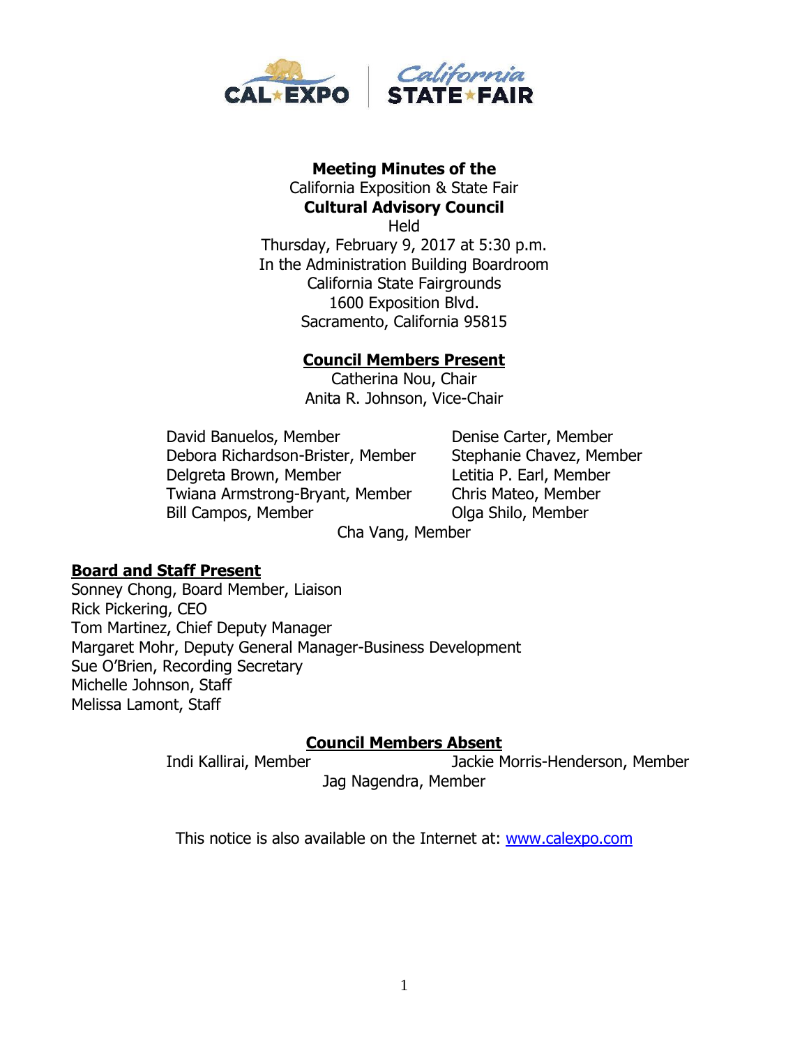**Meeting Minutes of the**
California Exposition & State Fair
**Cultural Advisory Council**
Held
Thursday, February 9, 2017 at 5:30 p.m.
In the Administration Building Boardroom
California State Fairgrounds
1600 Exposition Blvd.
Sacramento, California 95815

## Council Members Present

Catherina Nou, Chair
Anita R. Johnson, Vice-Chair

David Banuelos, Member
Debora Richardson-Brister, Member
Delgreta Brown, Member
Twiana Armstrong-Bryant, Member
Bill Campos, Member
Denise Carter, Member
Stephanie Chavez, Member
Letitia P. Earl, Member
Chris Mateo, Member
Olga Shilo, Member
Cha Vang, Member

## Board and Staff Present

Sonney Chong, Board Member, Liaison
Rick Pickering, CEO
Tom Martinez, Chief Deputy Manager
Margaret Mohr, Deputy General Manager-Business Development
Sue O'Brien, Recording Secretary
Michelle Johnson, Staff
Melissa Lamont, Staff

## Council Members Absent

Indi Kallirai, Member
Jackie Morris-Henderson, Member
Jag Nagendra, Member

This notice is also available on the Internet at: www.calexpo.com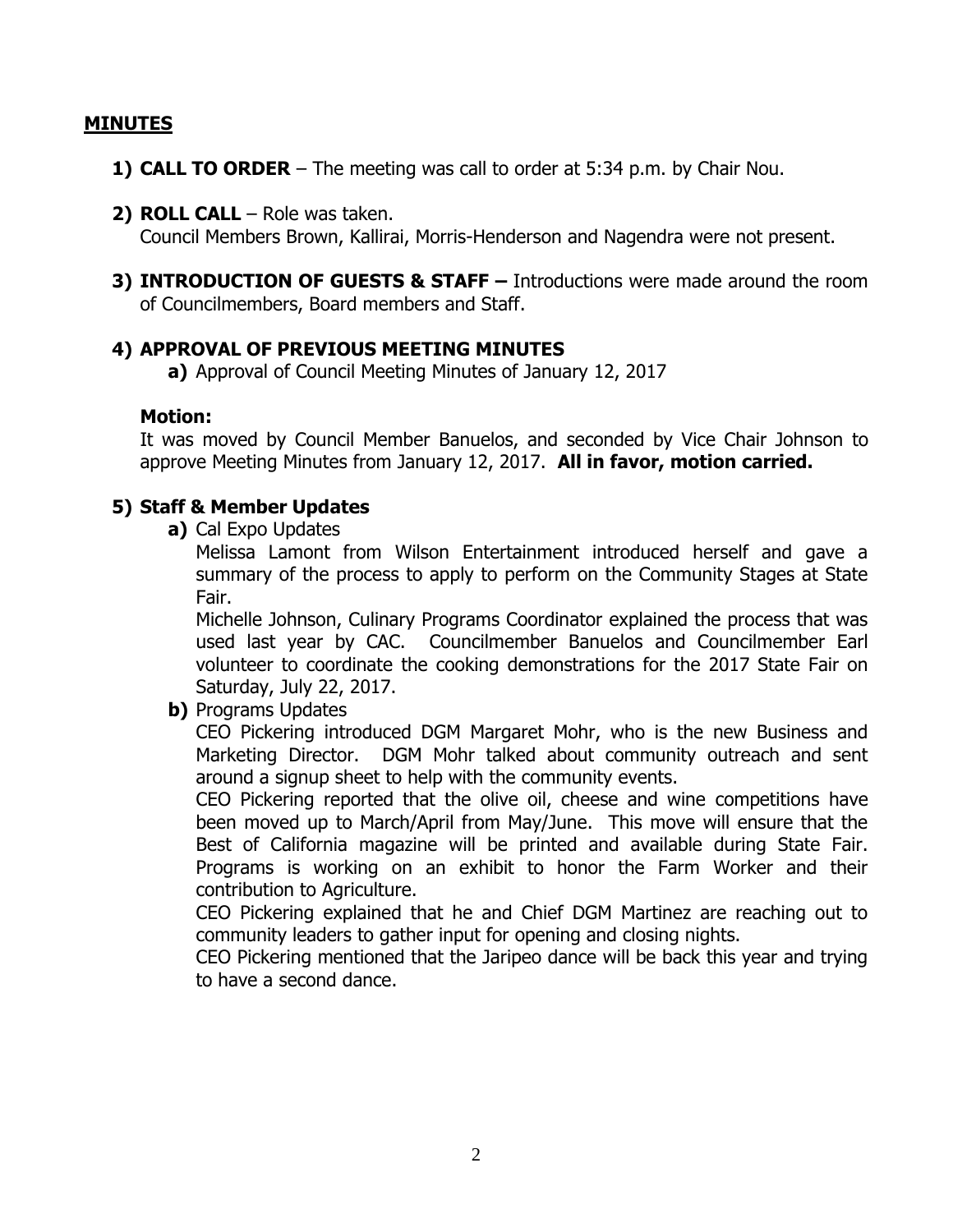## MINUTES

**1) CALL TO ORDER** – The meeting was call to order at 5:34 p.m. by Chair Nou.

**2) ROLL CALL** – Role was taken.
Council Members Brown, Kallirai, Morris-Henderson and Nagendra were not present.

**3) INTRODUCTION OF GUESTS & STAFF –** Introductions were made around the room of Councilmembers, Board members and Staff.

**4) APPROVAL OF PREVIOUS MEETING MINUTES**

**a)** Approval of Council Meeting Minutes of January 12, 2017

**Motion:**

It was moved by Council Member Banuelos, and seconded by Vice Chair Johnson to approve Meeting Minutes from January 12, 2017. **All in favor, motion carried.**

**5) Staff & Member Updates**

**a)** Cal Expo Updates

Melissa Lamont from Wilson Entertainment introduced herself and gave a summary of the process to apply to perform on the Community Stages at State Fair.

Michelle Johnson, Culinary Programs Coordinator explained the process that was used last year by CAC. Councilmember Banuelos and Councilmember Earl volunteer to coordinate the cooking demonstrations for the 2017 State Fair on Saturday, July 22, 2017.

**b)** Programs Updates

CEO Pickering introduced DGM Margaret Mohr, who is the new Business and Marketing Director. DGM Mohr talked about community outreach and sent around a signup sheet to help with the community events.

CEO Pickering reported that the olive oil, cheese and wine competitions have been moved up to March/April from May/June. This move will ensure that the Best of California magazine will be printed and available during State Fair. Programs is working on an exhibit to honor the Farm Worker and their contribution to Agriculture.

CEO Pickering explained that he and Chief DGM Martinez are reaching out to community leaders to gather input for opening and closing nights.

CEO Pickering mentioned that the Jaripeo dance will be back this year and trying to have a second dance.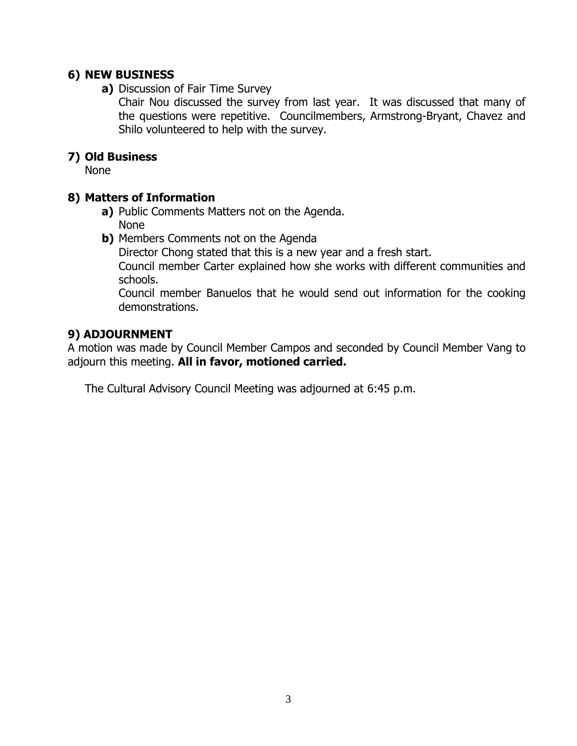## 6) NEW BUSINESS

**a)** Discussion of Fair Time Survey

Chair Nou discussed the survey from last year. It was discussed that many of the questions were repetitive. Councilmembers, Armstrong-Bryant, Chavez and Shilo volunteered to help with the survey.

## 7) Old Business

None

## 8) Matters of Information

**a)** Public Comments Matters not on the Agenda.

None

**b)** Members Comments not on the Agenda

Director Chong stated that this is a new year and a fresh start.

Council member Carter explained how she works with different communities and schools.

Council member Banuelos that he would send out information for the cooking demonstrations.

## 9) ADJOURNMENT

A motion was made by Council Member Campos and seconded by Council Member Vang to adjourn this meeting. **All in favor, motioned carried.**

The Cultural Advisory Council Meeting was adjourned at 6:45 p.m.